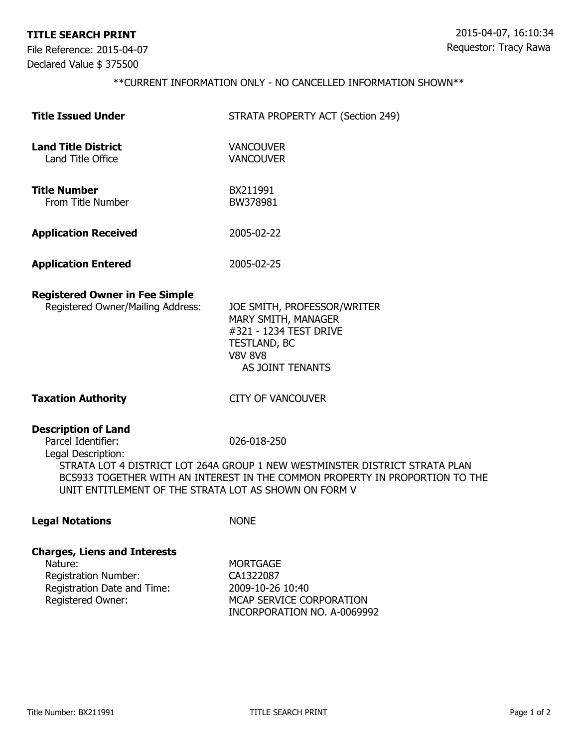**TITLE SEARCH PRINT**

File Reference: 2015-04-07
Declared Value $ 375500

2015-04-07, 16:10:34
Requestor: Tracy Rawa

**CURRENT INFORMATION ONLY - NO CANCELLED INFORMATION SHOWN**

**Title Issued Under** STRATA PROPERTY ACT (Section 249)

**Land Title District** VANCOUVER
Land Title Office VANCOUVER

**Title Number** BX211991
From Title Number BW378981

**Application Received** 2005-02-22

**Application Entered** 2005-02-25

**Registered Owner in Fee Simple**
Registered Owner/Mailing Address:
JOE SMITH, PROFESSOR/WRITER
MARY SMITH, MANAGER
#321 - 1234 TEST DRIVE
TESTLAND, BC
V8V 8V8
AS JOINT TENANTS

**Taxation Authority** CITY OF VANCOUVER

**Description of Land**
Parcel Identifier: 026-018-250
Legal Description:
STRATA LOT 4 DISTRICT LOT 264A GROUP 1 NEW WESTMINSTER DISTRICT STRATA PLAN BCS933 TOGETHER WITH AN INTEREST IN THE COMMON PROPERTY IN PROPORTION TO THE UNIT ENTITLEMENT OF THE STRATA LOT AS SHOWN ON FORM V

**Legal Notations** NONE

**Charges, Liens and Interests**
Nature: MORTGAGE
Registration Number: CA1322087
Registration Date and Time: 2009-10-26 10:40
Registered Owner: MCAP SERVICE CORPORATION
INCORPORATION NO. A-0069992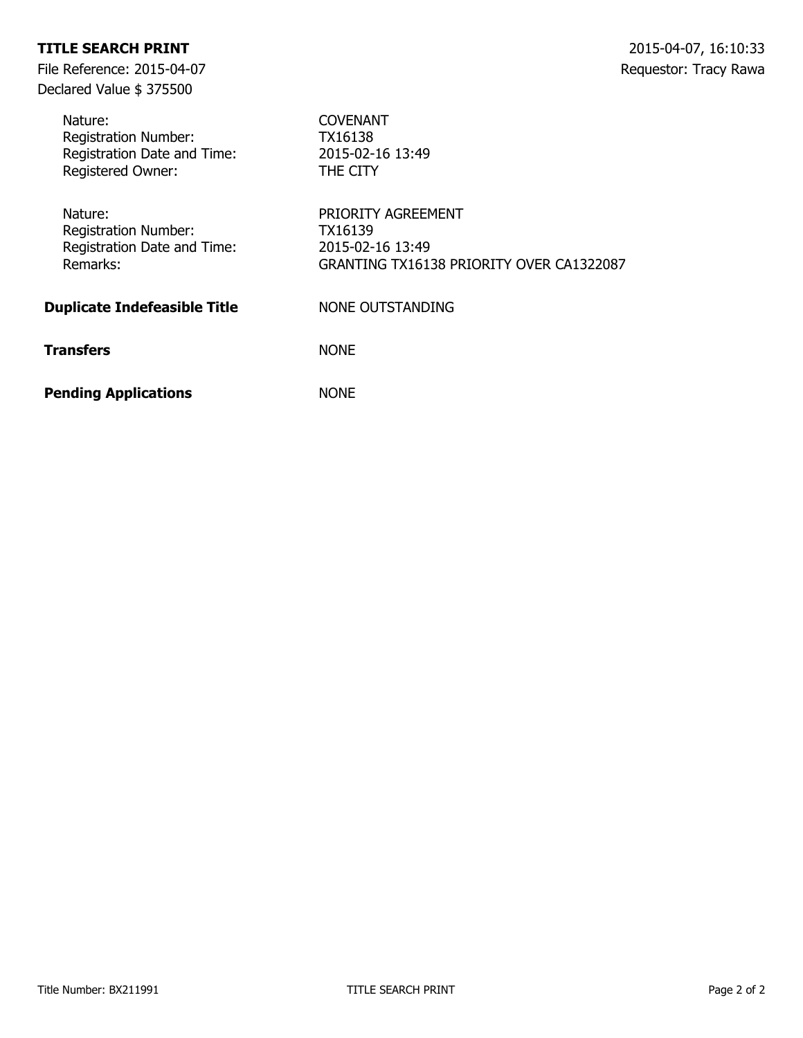**TITLE SEARCH PRINT** 2015-04-07, 16:10:33

File Reference: 2015-04-07 Requestor: Tracy Rawa

Declared Value $ 375500

| | |
|---|---|
| Nature: | COVENANT |
| Registration Number: | TX16138 |
| Registration Date and Time: | 2015-02-16 13:49 |
| Registered Owner: | THE CITY |

| | |
|---|---|
| Nature: | PRIORITY AGREEMENT |
| Registration Number: | TX16139 |
| Registration Date and Time: | 2015-02-16 13:49 |
| Remarks: | GRANTING TX16138 PRIORITY OVER CA1322087 |

| | |
|---|---|
| **Duplicate Indefeasible Title** | NONE OUTSTANDING |
| **Transfers** | NONE |
| **Pending Applications** | NONE |